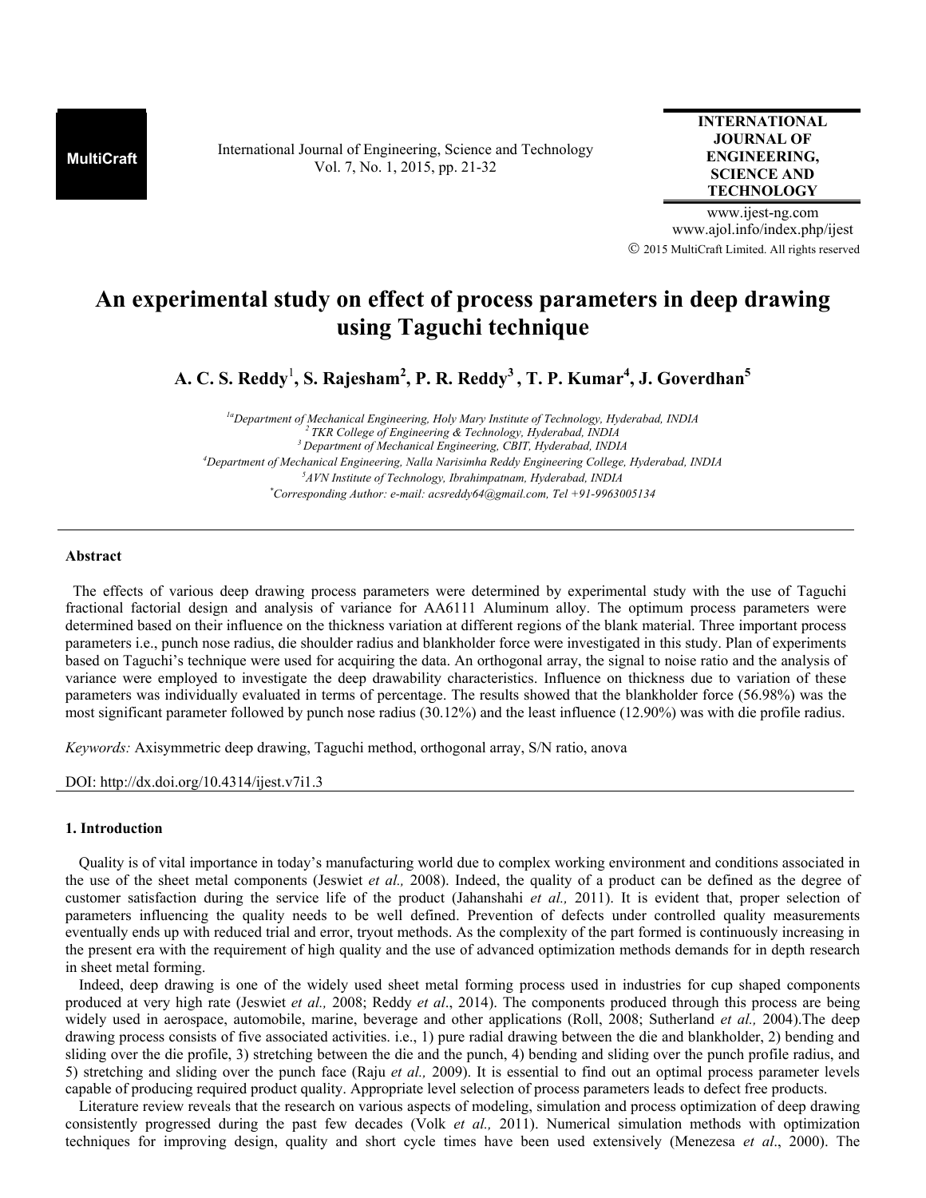MultiCraft

International Journal of Engineering, Science and Technology
Vol. 7, No. 1, 2015, pp. 21-32

**INTERNATIONAL JOURNAL OF ENGINEERING, SCIENCE AND TECHNOLOGY**

www.ijest-ng.com
www.ajol.info/index.php/ijest
© 2015 MultiCraft Limited. All rights reserved

# An experimental study on effect of process parameters in deep drawing using Taguchi technique

**A. C. S. Reddy[1], S. Rajesham[2], P. R. Reddy[3], T. P. Kumar[4], J. Goverdhan[5]**

*[1a]Department of Mechanical Engineering, Holy Mary Institute of Technology, Hyderabad, INDIA*
*[2] TKR College of Engineering & Technology, Hyderabad, INDIA*
*[3] Department of Mechanical Engineering, CBIT, Hyderabad, INDIA*
*[4]Department of Mechanical Engineering, Nalla Narisimha Reddy Engineering College, Hyderabad, INDIA*
*[5]AVN Institute of Technology, Ibrahimpatnam, Hyderabad, INDIA*
*[*]Corresponding Author: e-mail: acsreddy64@gmail.com, Tel +91-9963005134*

## Abstract

The effects of various deep drawing process parameters were determined by experimental study with the use of Taguchi fractional factorial design and analysis of variance for AA6111 Aluminum alloy. The optimum process parameters were determined based on their influence on the thickness variation at different regions of the blank material. Three important process parameters i.e., punch nose radius, die shoulder radius and blankholder force were investigated in this study. Plan of experiments based on Taguchi's technique were used for acquiring the data. An orthogonal array, the signal to noise ratio and the analysis of variance were employed to investigate the deep drawability characteristics. Influence on thickness due to variation of these parameters was individually evaluated in terms of percentage. The results showed that the blankholder force (56.98%) was the most significant parameter followed by punch nose radius (30.12%) and the least influence (12.90%) was with die profile radius.

*Keywords:* Axisymmetric deep drawing, Taguchi method, orthogonal array, S/N ratio, anova

DOI: http://dx.doi.org/10.4314/ijest.v7i1.3

## 1. Introduction

Quality is of vital importance in today's manufacturing world due to complex working environment and conditions associated in the use of the sheet metal components (Jeswiet *et al.,* 2008). Indeed, the quality of a product can be defined as the degree of customer satisfaction during the service life of the product (Jahanshahi *et al.,* 2011). It is evident that, proper selection of parameters influencing the quality needs to be well defined. Prevention of defects under controlled quality measurements eventually ends up with reduced trial and error, tryout methods. As the complexity of the part formed is continuously increasing in the present era with the requirement of high quality and the use of advanced optimization methods demands for in depth research in sheet metal forming.

Indeed, deep drawing is one of the widely used sheet metal forming process used in industries for cup shaped components produced at very high rate (Jeswiet *et al.,* 2008; Reddy *et al*., 2014). The components produced through this process are being widely used in aerospace, automobile, marine, beverage and other applications (Roll, 2008; Sutherland *et al.,* 2004).The deep drawing process consists of five associated activities. i.e., 1) pure radial drawing between the die and blankholder, 2) bending and sliding over the die profile, 3) stretching between the die and the punch, 4) bending and sliding over the punch profile radius, and 5) stretching and sliding over the punch face (Raju *et al.,* 2009). It is essential to find out an optimal process parameter levels capable of producing required product quality. Appropriate level selection of process parameters leads to defect free products.

Literature review reveals that the research on various aspects of modeling, simulation and process optimization of deep drawing consistently progressed during the past few decades (Volk *et al.,* 2011). Numerical simulation methods with optimization techniques for improving design, quality and short cycle times have been used extensively (Menezesa *et al*., 2000). The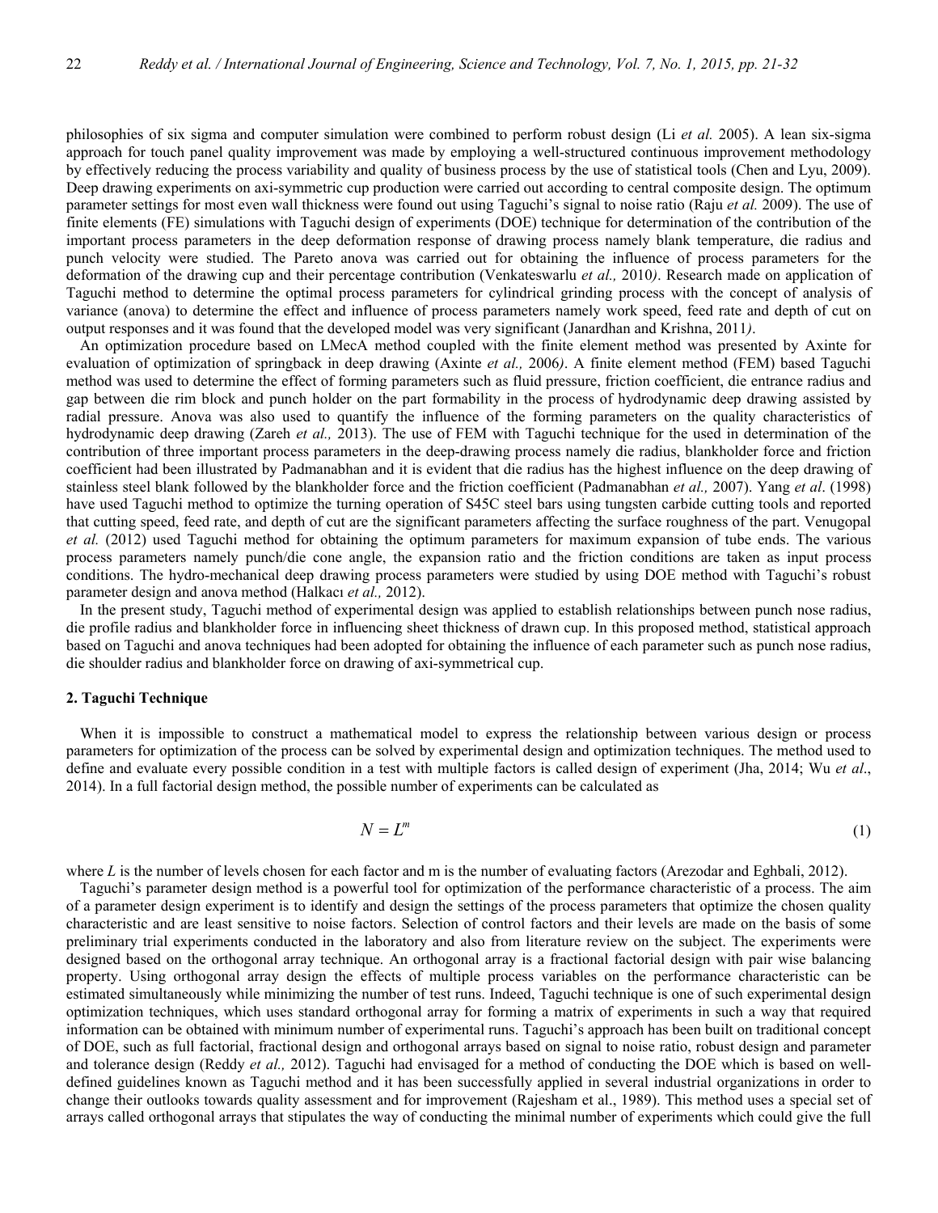philosophies of six sigma and computer simulation were combined to perform robust design (Li *et al.* 2005). A lean six-sigma approach for touch panel quality improvement was made by employing a well-structured continuous improvement methodology by effectively reducing the process variability and quality of business process by the use of statistical tools (Chen and Lyu, 2009). Deep drawing experiments on axi-symmetric cup production were carried out according to central composite design. The optimum parameter settings for most even wall thickness were found out using Taguchi's signal to noise ratio (Raju *et al.* 2009). The use of finite elements (FE) simulations with Taguchi design of experiments (DOE) technique for determination of the contribution of the important process parameters in the deep deformation response of drawing process namely blank temperature, die radius and punch velocity were studied. The Pareto anova was carried out for obtaining the influence of process parameters for the deformation of the drawing cup and their percentage contribution (Venkateswarlu *et al.,* 2010*)*. Research made on application of Taguchi method to determine the optimal process parameters for cylindrical grinding process with the concept of analysis of variance (anova) to determine the effect and influence of process parameters namely work speed, feed rate and depth of cut on output responses and it was found that the developed model was very significant (Janardhan and Krishna, 2011*)*.

An optimization procedure based on LMecA method coupled with the finite element method was presented by Axinte for evaluation of optimization of springback in deep drawing (Axinte *et al.,* 2006*)*. A finite element method (FEM) based Taguchi method was used to determine the effect of forming parameters such as fluid pressure, friction coefficient, die entrance radius and gap between die rim block and punch holder on the part formability in the process of hydrodynamic deep drawing assisted by radial pressure. Anova was also used to quantify the influence of the forming parameters on the quality characteristics of hydrodynamic deep drawing (Zareh *et al.,* 2013). The use of FEM with Taguchi technique for the used in determination of the contribution of three important process parameters in the deep-drawing process namely die radius, blankholder force and friction coefficient had been illustrated by Padmanabhan and it is evident that die radius has the highest influence on the deep drawing of stainless steel blank followed by the blankholder force and the friction coefficient (Padmanabhan *et al.,* 2007). Yang *et al*. (1998) have used Taguchi method to optimize the turning operation of S45C steel bars using tungsten carbide cutting tools and reported that cutting speed, feed rate, and depth of cut are the significant parameters affecting the surface roughness of the part. Venugopal *et al.* (2012) used Taguchi method for obtaining the optimum parameters for maximum expansion of tube ends. The various process parameters namely punch/die cone angle, the expansion ratio and the friction conditions are taken as input process conditions. The hydro-mechanical deep drawing process parameters were studied by using DOE method with Taguchi's robust parameter design and anova method (Halkacı *et al.,* 2012).

In the present study, Taguchi method of experimental design was applied to establish relationships between punch nose radius, die profile radius and blankholder force in influencing sheet thickness of drawn cup. In this proposed method, statistical approach based on Taguchi and anova techniques had been adopted for obtaining the influence of each parameter such as punch nose radius, die shoulder radius and blankholder force on drawing of axi-symmetrical cup.

## 2. Taguchi Technique

When it is impossible to construct a mathematical model to express the relationship between various design or process parameters for optimization of the process can be solved by experimental design and optimization techniques. The method used to define and evaluate every possible condition in a test with multiple factors is called design of experiment (Jha, 2014; Wu *et al*., 2014). In a full factorial design method, the possible number of experiments can be calculated as

$$N = L^m \tag{1}$$

where $L$ is the number of levels chosen for each factor and m is the number of evaluating factors (Arezodar and Eghbali, 2012).

Taguchi's parameter design method is a powerful tool for optimization of the performance characteristic of a process. The aim of a parameter design experiment is to identify and design the settings of the process parameters that optimize the chosen quality characteristic and are least sensitive to noise factors. Selection of control factors and their levels are made on the basis of some preliminary trial experiments conducted in the laboratory and also from literature review on the subject. The experiments were designed based on the orthogonal array technique. An orthogonal array is a fractional factorial design with pair wise balancing property. Using orthogonal array design the effects of multiple process variables on the performance characteristic can be estimated simultaneously while minimizing the number of test runs. Indeed, Taguchi technique is one of such experimental design optimization techniques, which uses standard orthogonal array for forming a matrix of experiments in such a way that required information can be obtained with minimum number of experimental runs. Taguchi's approach has been built on traditional concept of DOE, such as full factorial, fractional design and orthogonal arrays based on signal to noise ratio, robust design and parameter and tolerance design (Reddy *et al.,* 2012). Taguchi had envisaged for a method of conducting the DOE which is based on well-defined guidelines known as Taguchi method and it has been successfully applied in several industrial organizations in order to change their outlooks towards quality assessment and for improvement (Rajesham et al., 1989). This method uses a special set of arrays called orthogonal arrays that stipulates the way of conducting the minimal number of experiments which could give the full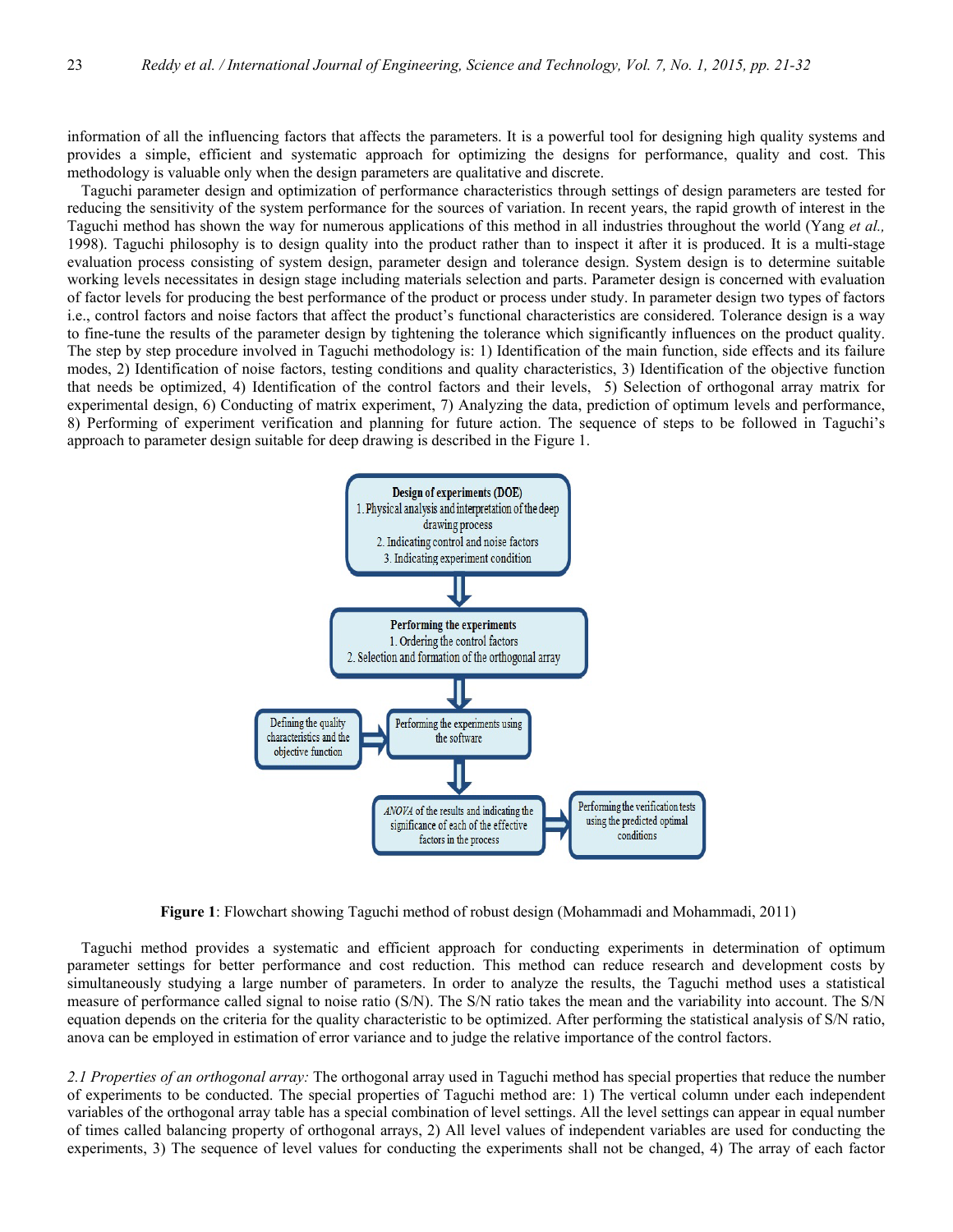information of all the influencing factors that affects the parameters. It is a powerful tool for designing high quality systems and provides a simple, efficient and systematic approach for optimizing the designs for performance, quality and cost. This methodology is valuable only when the design parameters are qualitative and discrete.

Taguchi parameter design and optimization of performance characteristics through settings of design parameters are tested for reducing the sensitivity of the system performance for the sources of variation. In recent years, the rapid growth of interest in the Taguchi method has shown the way for numerous applications of this method in all industries throughout the world (Yang *et al.,* 1998). Taguchi philosophy is to design quality into the product rather than to inspect it after it is produced. It is a multi-stage evaluation process consisting of system design, parameter design and tolerance design. System design is to determine suitable working levels necessitates in design stage including materials selection and parts. Parameter design is concerned with evaluation of factor levels for producing the best performance of the product or process under study. In parameter design two types of factors i.e., control factors and noise factors that affect the product's functional characteristics are considered. Tolerance design is a way to fine-tune the results of the parameter design by tightening the tolerance which significantly influences on the product quality. The step by step procedure involved in Taguchi methodology is: 1) Identification of the main function, side effects and its failure modes, 2) Identification of noise factors, testing conditions and quality characteristics, 3) Identification of the objective function that needs be optimized, 4) Identification of the control factors and their levels, 5) Selection of orthogonal array matrix for experimental design, 6) Conducting of matrix experiment, 7) Analyzing the data, prediction of optimum levels and performance, 8) Performing of experiment verification and planning for future action. The sequence of steps to be followed in Taguchi's approach to parameter design suitable for deep drawing is described in the Figure 1.

**Design of experiments (DOE)**
1. Physical analysis and interpretation of the deep drawing process
2. Indicating control and noise factors
3. Indicating experiment condition

⇓

**Performing the experiments**
1. Ordering the control factors
2. Selection and formation of the orthogonal array

⇓

Defining the quality characteristics and the objective function ⇒ Performing the experiments using the software

⇓

*ANOVA* of the results and indicating the significance of each of the effective factors in the process ⇒ Performing the verification tests using the predicted optimal conditions

**Figure 1**: Flowchart showing Taguchi method of robust design (Mohammadi and Mohammadi, 2011)

Taguchi method provides a systematic and efficient approach for conducting experiments in determination of optimum parameter settings for better performance and cost reduction. This method can reduce research and development costs by simultaneously studying a large number of parameters. In order to analyze the results, the Taguchi method uses a statistical measure of performance called signal to noise ratio (S/N). The S/N ratio takes the mean and the variability into account. The S/N equation depends on the criteria for the quality characteristic to be optimized. After performing the statistical analysis of S/N ratio, anova can be employed in estimation of error variance and to judge the relative importance of the control factors.

*2.1 Properties of an orthogonal array:* The orthogonal array used in Taguchi method has special properties that reduce the number of experiments to be conducted. The special properties of Taguchi method are: 1) The vertical column under each independent variables of the orthogonal array table has a special combination of level settings. All the level settings can appear in equal number of times called balancing property of orthogonal arrays, 2) All level values of independent variables are used for conducting the experiments, 3) The sequence of level values for conducting the experiments shall not be changed, 4) The array of each factor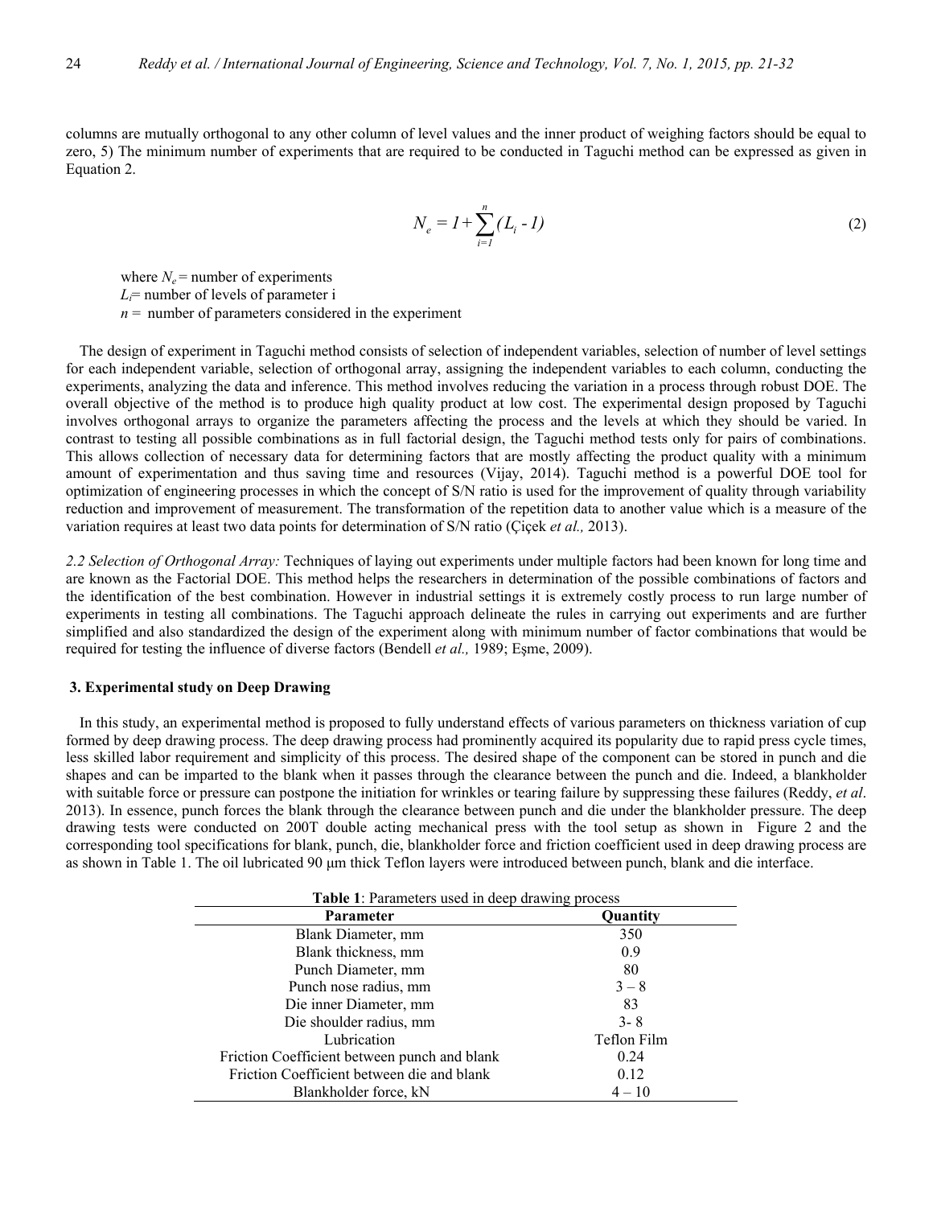columns are mutually orthogonal to any other column of level values and the inner product of weighing factors should be equal to zero, 5) The minimum number of experiments that are required to be conducted in Taguchi method can be expressed as given in Equation 2.

$$N_e = 1 + \sum_{i=1}^{n} (L_i - 1) \tag{2}$$

where $N_e$ = number of experiments
$L_i$= number of levels of parameter i
$n$ = number of parameters considered in the experiment

The design of experiment in Taguchi method consists of selection of independent variables, selection of number of level settings for each independent variable, selection of orthogonal array, assigning the independent variables to each column, conducting the experiments, analyzing the data and inference. This method involves reducing the variation in a process through robust DOE. The overall objective of the method is to produce high quality product at low cost. The experimental design proposed by Taguchi involves orthogonal arrays to organize the parameters affecting the process and the levels at which they should be varied. In contrast to testing all possible combinations as in full factorial design, the Taguchi method tests only for pairs of combinations. This allows collection of necessary data for determining factors that are mostly affecting the product quality with a minimum amount of experimentation and thus saving time and resources (Vijay, 2014). Taguchi method is a powerful DOE tool for optimization of engineering processes in which the concept of S/N ratio is used for the improvement of quality through variability reduction and improvement of measurement. The transformation of the repetition data to another value which is a measure of the variation requires at least two data points for determination of S/N ratio (Çiçek *et al.,* 2013).

*2.2 Selection of Orthogonal Array:* Techniques of laying out experiments under multiple factors had been known for long time and are known as the Factorial DOE. This method helps the researchers in determination of the possible combinations of factors and the identification of the best combination. However in industrial settings it is extremely costly process to run large number of experiments in testing all combinations. The Taguchi approach delineate the rules in carrying out experiments and are further simplified and also standardized the design of the experiment along with minimum number of factor combinations that would be required for testing the influence of diverse factors (Bendell *et al.,* 1989; Eşme, 2009).

## 3. Experimental study on Deep Drawing

In this study, an experimental method is proposed to fully understand effects of various parameters on thickness variation of cup formed by deep drawing process. The deep drawing process had prominently acquired its popularity due to rapid press cycle times, less skilled labor requirement and simplicity of this process. The desired shape of the component can be stored in punch and die shapes and can be imparted to the blank when it passes through the clearance between the punch and die. Indeed, a blankholder with suitable force or pressure can postpone the initiation for wrinkles or tearing failure by suppressing these failures (Reddy, *et al*. 2013). In essence, punch forces the blank through the clearance between punch and die under the blankholder pressure. The deep drawing tests were conducted on 200T double acting mechanical press with the tool setup as shown in Figure 2 and the corresponding tool specifications for blank, punch, die, blankholder force and friction coefficient used in deep drawing process are as shown in Table 1. The oil lubricated 90 μm thick Teflon layers were introduced between punch, blank and die interface.

**Table 1**: Parameters used in deep drawing process

| Parameter | Quantity |
|---|---|
| Blank Diameter, mm | 350 |
| Blank thickness, mm | 0.9 |
| Punch Diameter, mm | 80 |
| Punch nose radius, mm | 3 – 8 |
| Die inner Diameter, mm | 83 |
| Die shoulder radius, mm | 3- 8 |
| Lubrication | Teflon Film |
| Friction Coefficient between punch and blank | 0.24 |
| Friction Coefficient between die and blank | 0.12 |
| Blankholder force, kN | 4 – 10 |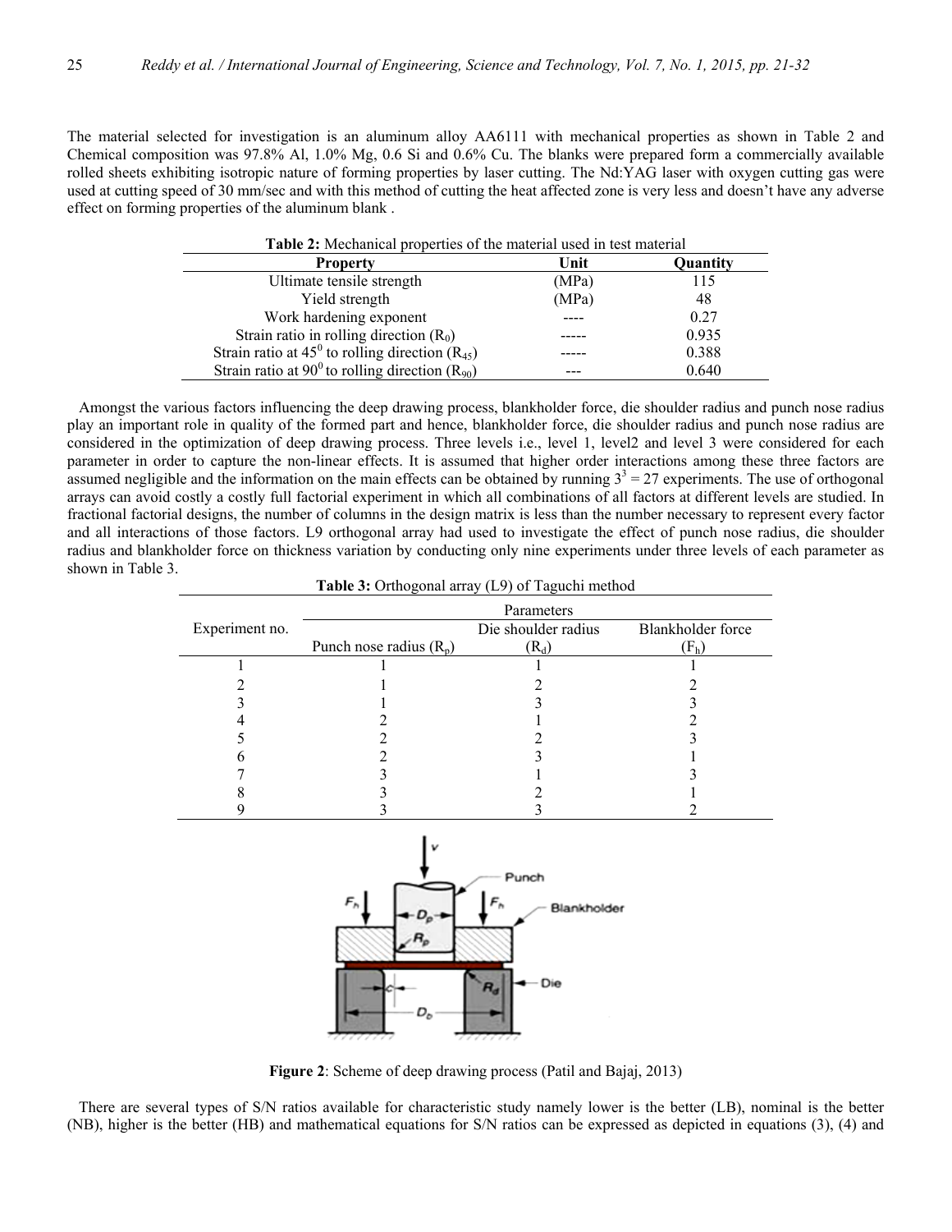The material selected for investigation is an aluminum alloy AA6111 with mechanical properties as shown in Table 2 and Chemical composition was 97.8% Al, 1.0% Mg, 0.6 Si and 0.6% Cu. The blanks were prepared form a commercially available rolled sheets exhibiting isotropic nature of forming properties by laser cutting. The Nd:YAG laser with oxygen cutting gas were used at cutting speed of 30 mm/sec and with this method of cutting the heat affected zone is very less and doesn't have any adverse effect on forming properties of the aluminum blank .

**Table 2:** Mechanical properties of the material used in test material

| Property | Unit | Quantity |
|---|---|---|
| Ultimate tensile strength | (MPa) | 115 |
| Yield strength | (MPa) | 48 |
| Work hardening exponent | ---- | 0.27 |
| Strain ratio in rolling direction ($R_0$) | ----- | 0.935 |
| Strain ratio at $45^0$ to rolling direction ($R_{45}$) | ----- | 0.388 |
| Strain ratio at $90^0$ to rolling direction ($R_{90}$) | --- | 0.640 |

Amongst the various factors influencing the deep drawing process, blankholder force, die shoulder radius and punch nose radius play an important role in quality of the formed part and hence, blankholder force, die shoulder radius and punch nose radius are considered in the optimization of deep drawing process. Three levels i.e., level 1, level2 and level 3 were considered for each parameter in order to capture the non-linear effects. It is assumed that higher order interactions among these three factors are assumed negligible and the information on the main effects can be obtained by running $3^3 = 27$ experiments. The use of orthogonal arrays can avoid costly a costly full factorial experiment in which all combinations of all factors at different levels are studied. In fractional factorial designs, the number of columns in the design matrix is less than the number necessary to represent every factor and all interactions of those factors. L9 orthogonal array had used to investigate the effect of punch nose radius, die shoulder radius and blankholder force on thickness variation by conducting only nine experiments under three levels of each parameter as shown in Table 3.

**Table 3:** Orthogonal array (L9) of Taguchi method

| Experiment no. | Parameters | | |
|---|---|---|---|
| | Punch nose radius ($R_p$) | Die shoulder radius ($R_d$) | Blankholder force ($F_h$) |
| 1 | 1 | 1 | 1 |
| 2 | 1 | 2 | 2 |
| 3 | 1 | 3 | 3 |
| 4 | 2 | 1 | 2 |
| 5 | 2 | 2 | 3 |
| 6 | 2 | 3 | 1 |
| 7 | 3 | 1 | 3 |
| 8 | 3 | 2 | 1 |
| 9 | 3 | 3 | 2 |

**Figure 2**: Scheme of deep drawing process (Patil and Bajaj, 2013)

There are several types of S/N ratios available for characteristic study namely lower is the better (LB), nominal is the better (NB), higher is the better (HB) and mathematical equations for S/N ratios can be expressed as depicted in equations (3), (4) and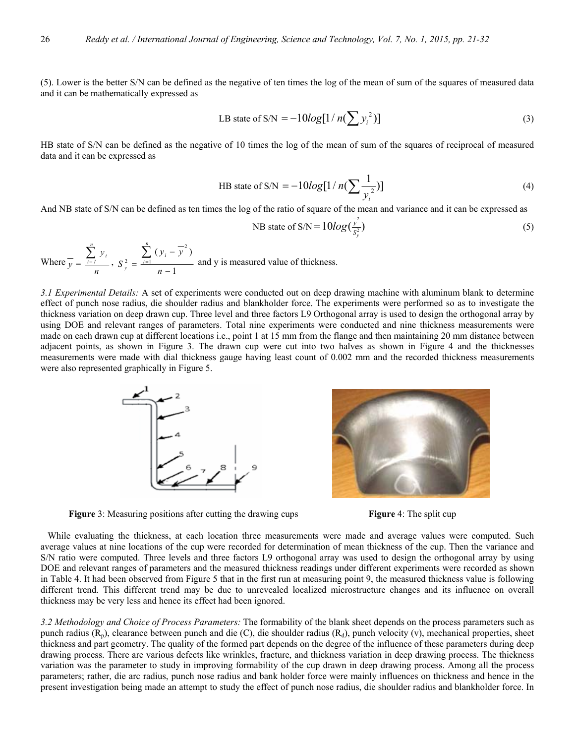(5). Lower is the better S/N can be defined as the negative of ten times the log of the mean of sum of the squares of measured data and it can be mathematically expressed as

$$\text{LB state of S/N} = -10log[1/n(\sum y_i^2)] \tag{3}$$

HB state of S/N can be defined as the negative of 10 times the log of the mean of sum of the squares of reciprocal of measured data and it can be expressed as

$$\text{HB state of S/N} = -10log[1/n(\sum \frac{1}{y_i^2})] \tag{4}$$

And NB state of S/N can be defined as ten times the log of the ratio of square of the mean and variance and it can be expressed as

$$\text{NB state of S/N} = 10log(\frac{\bar{y}^2}{S_y^2}) \tag{5}$$

Where $\bar{y} = \frac{\sum_{i=1}^{n} y_i}{n}$ , $S_y^2 = \frac{\sum_{i=1}^{n} (y_i - \bar{y}^2)}{n-1}$ and y is measured value of thickness.

*3.1 Experimental Details:* A set of experiments were conducted out on deep drawing machine with aluminum blank to determine effect of punch nose radius, die shoulder radius and blankholder force. The experiments were performed so as to investigate the thickness variation on deep drawn cup. Three level and three factors L9 Orthogonal array is used to design the orthogonal array by using DOE and relevant ranges of parameters. Total nine experiments were conducted and nine thickness measurements were made on each drawn cup at different locations i.e., point 1 at 15 mm from the flange and then maintaining 20 mm distance between adjacent points, as shown in Figure 3. The drawn cup were cut into two halves as shown in Figure 4 and the thicknesses measurements were made with dial thickness gauge having least count of 0.002 mm and the recorded thickness measurements were also represented graphically in Figure 5.

**Figure** 3: Measuring positions after cutting the drawing cups

**Figure** 4: The split cup

While evaluating the thickness, at each location three measurements were made and average values were computed. Such average values at nine locations of the cup were recorded for determination of mean thickness of the cup. Then the variance and S/N ratio were computed. Three levels and three factors L9 orthogonal array was used to design the orthogonal array by using DOE and relevant ranges of parameters and the measured thickness readings under different experiments were recorded as shown in Table 4. It had been observed from Figure 5 that in the first run at measuring point 9, the measured thickness value is following different trend. This different trend may be due to unrevealed localized microstructure changes and its influence on overall thickness may be very less and hence its effect had been ignored.

*3.2 Methodology and Choice of Process Parameters:* The formability of the blank sheet depends on the process parameters such as punch radius ($R_p$), clearance between punch and die (C), die shoulder radius ($R_d$), punch velocity (v), mechanical properties, sheet thickness and part geometry. The quality of the formed part depends on the degree of the influence of these parameters during deep drawing process. There are various defects like wrinkles, fracture, and thickness variation in deep drawing process. The thickness variation was the parameter to study in improving formability of the cup drawn in deep drawing process. Among all the process parameters; rather, die arc radius, punch nose radius and bank holder force were mainly influences on thickness and hence in the present investigation being made an attempt to study the effect of punch nose radius, die shoulder radius and blankholder force. In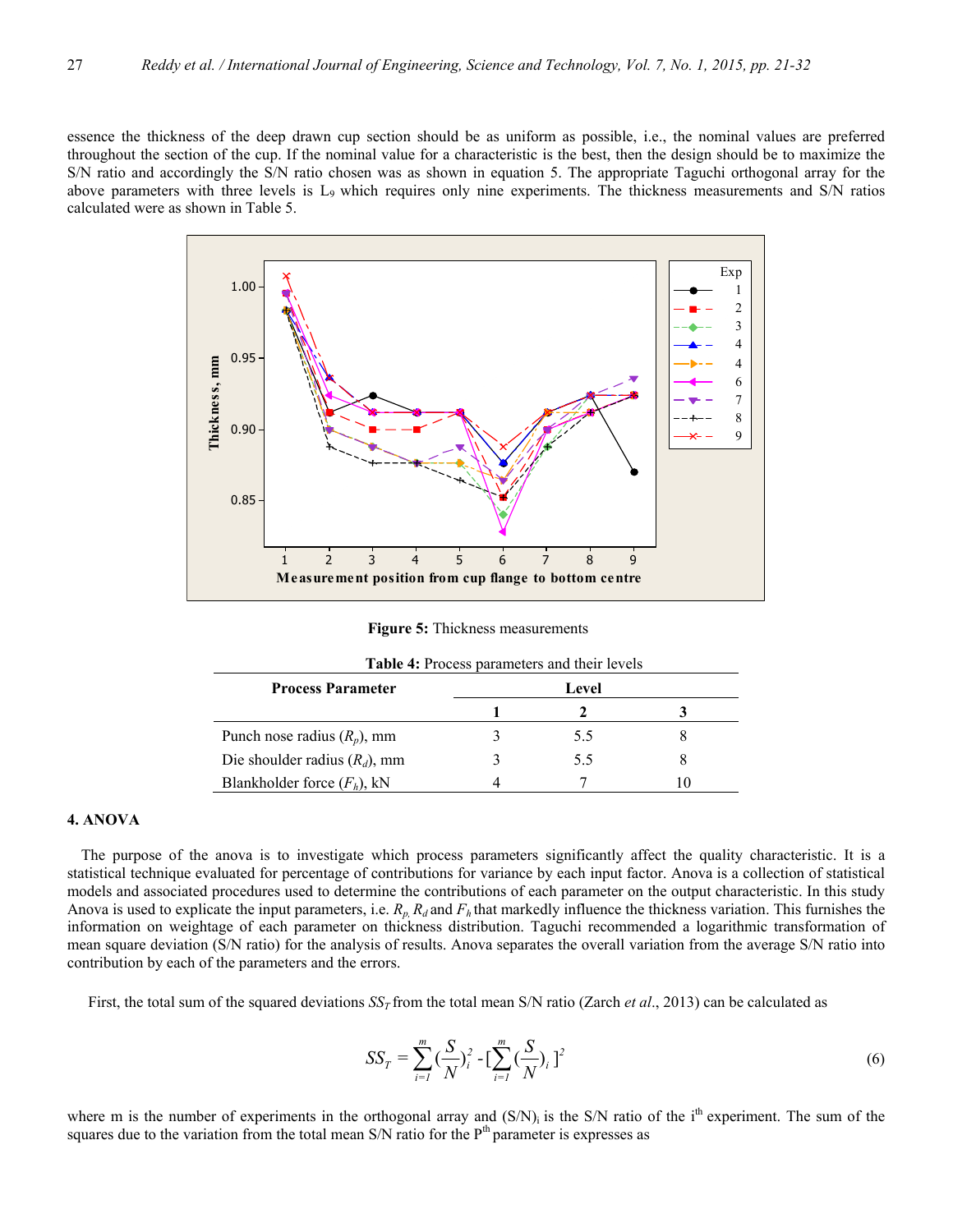essence the thickness of the deep drawn cup section should be as uniform as possible, i.e., the nominal values are preferred throughout the section of the cup. If the nominal value for a characteristic is the best, then the design should be to maximize the S/N ratio and accordingly the S/N ratio chosen was as shown in equation 5. The appropriate Taguchi orthogonal array for the above parameters with three levels is $L_9$ which requires only nine experiments. The thickness measurements and S/N ratios calculated were as shown in Table 5.

**Figure 5:** Thickness measurements

**Table 4:** Process parameters and their levels

| Process Parameter | Level | | |
|---|---|---|---|
| | 1 | 2 | 3 |
| Punch nose radius ($R_p$), mm | 3 | 5.5 | 8 |
| Die shoulder radius ($R_d$), mm | 3 | 5.5 | 8 |
| Blankholder force ($F_h$), kN | 4 | 7 | 10 |

## 4. ANOVA

The purpose of the anova is to investigate which process parameters significantly affect the quality characteristic. It is a statistical technique evaluated for percentage of contributions for variance by each input factor. Anova is a collection of statistical models and associated procedures used to determine the contributions of each parameter on the output characteristic. In this study Anova is used to explicate the input parameters, i.e. $R_p$, $R_d$ and $F_h$ that markedly influence the thickness variation. This furnishes the information on weightage of each parameter on thickness distribution. Taguchi recommended a logarithmic transformation of mean square deviation (S/N ratio) for the analysis of results. Anova separates the overall variation from the average S/N ratio into contribution by each of the parameters and the errors.

First, the total sum of the squared deviations $SS_T$ from the total mean S/N ratio (Zarch *et al*., 2013) can be calculated as

$$SS_T = \sum_{i=1}^{m} \left(\frac{S}{N}\right)_i^2 - \left[\sum_{i=1}^{m} \left(\frac{S}{N}\right)_i\right]^2 \tag{6}$$

where m is the number of experiments in the orthogonal array and $(S/N)_i$ is the S/N ratio of the $i^{th}$ experiment. The sum of the squares due to the variation from the total mean S/N ratio for the $P^{th}$ parameter is expresses as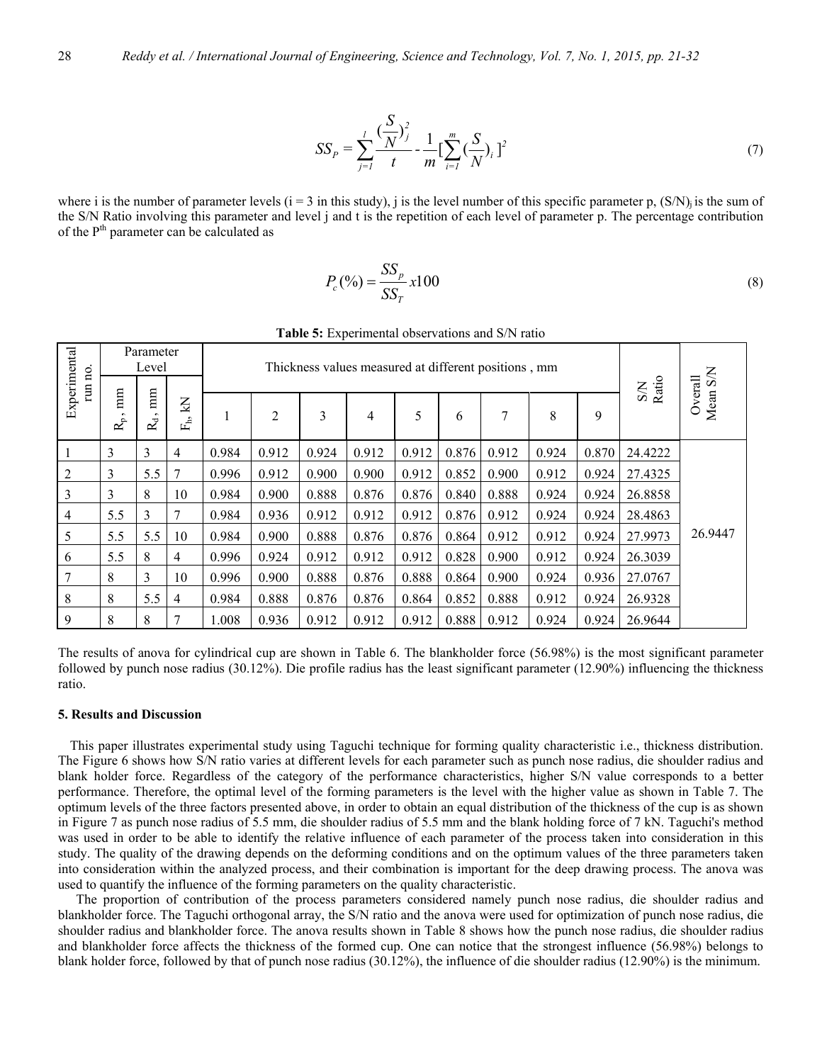$$SS_P = \sum_{j=1}^{l} \frac{(\frac{S}{N})_j^2}{t} - \frac{1}{m}[\sum_{i=1}^{m}(\frac{S}{N})_i]^2 \tag{7}$$

where i is the number of parameter levels (i = 3 in this study), j is the level number of this specific parameter p, $(S/N)_j$ is the sum of the S/N Ratio involving this parameter and level j and t is the repetition of each level of parameter p. The percentage contribution of the $P^{th}$ parameter can be calculated as

$$P_c(\%) = \frac{SS_p}{SS_T} x100 \tag{8}$$

**Table 5:** Experimental observations and S/N ratio

| Experimental run no. | Parameter Level | | | Thickness values measured at different positions , mm | | | | | | | | | S/N Ratio | Overall Mean S/N |
|---|---|---|---|---|---|---|---|---|---|---|---|---|---|---|
| | $R_p$, mm | $R_d$, mm | $F_b$, kN | 1 | 2 | 3 | 4 | 5 | 6 | 7 | 8 | 9 | | |
| 1 | 3 | 3 | 4 | 0.984 | 0.912 | 0.924 | 0.912 | 0.912 | 0.876 | 0.912 | 0.924 | 0.870 | 24.4222 | 26.9447 |
| 2 | 3 | 5.5 | 7 | 0.996 | 0.912 | 0.900 | 0.900 | 0.912 | 0.852 | 0.900 | 0.912 | 0.924 | 27.4325 | |
| 3 | 3 | 8 | 10 | 0.984 | 0.900 | 0.888 | 0.876 | 0.876 | 0.840 | 0.888 | 0.924 | 0.924 | 26.8858 | |
| 4 | 5.5 | 3 | 7 | 0.984 | 0.936 | 0.912 | 0.912 | 0.912 | 0.876 | 0.912 | 0.924 | 0.924 | 28.4863 | |
| 5 | 5.5 | 5.5 | 10 | 0.984 | 0.900 | 0.888 | 0.876 | 0.876 | 0.864 | 0.912 | 0.912 | 0.924 | 27.9973 | |
| 6 | 5.5 | 8 | 4 | 0.996 | 0.924 | 0.912 | 0.912 | 0.912 | 0.828 | 0.900 | 0.912 | 0.924 | 26.3039 | |
| 7 | 8 | 3 | 10 | 0.996 | 0.900 | 0.888 | 0.876 | 0.888 | 0.864 | 0.900 | 0.924 | 0.936 | 27.0767 | |
| 8 | 8 | 5.5 | 4 | 0.984 | 0.888 | 0.876 | 0.876 | 0.864 | 0.852 | 0.888 | 0.912 | 0.924 | 26.9328 | |
| 9 | 8 | 8 | 7 | 1.008 | 0.936 | 0.912 | 0.912 | 0.912 | 0.888 | 0.912 | 0.924 | 0.924 | 26.9644 | |

The results of anova for cylindrical cup are shown in Table 6. The blankholder force (56.98%) is the most significant parameter followed by punch nose radius (30.12%). Die profile radius has the least significant parameter (12.90%) influencing the thickness ratio.

## 5. Results and Discussion

This paper illustrates experimental study using Taguchi technique for forming quality characteristic i.e., thickness distribution. The Figure 6 shows how S/N ratio varies at different levels for each parameter such as punch nose radius, die shoulder radius and blank holder force. Regardless of the category of the performance characteristics, higher S/N value corresponds to a better performance. Therefore, the optimal level of the forming parameters is the level with the higher value as shown in Table 7. The optimum levels of the three factors presented above, in order to obtain an equal distribution of the thickness of the cup is as shown in Figure 7 as punch nose radius of 5.5 mm, die shoulder radius of 5.5 mm and the blank holding force of 7 kN. Taguchi's method was used in order to be able to identify the relative influence of each parameter of the process taken into consideration in this study. The quality of the drawing depends on the deforming conditions and on the optimum values of the three parameters taken into consideration within the analyzed process, and their combination is important for the deep drawing process. The anova was used to quantify the influence of the forming parameters on the quality characteristic.

The proportion of contribution of the process parameters considered namely punch nose radius, die shoulder radius and blankholder force. The Taguchi orthogonal array, the S/N ratio and the anova were used for optimization of punch nose radius, die shoulder radius and blankholder force. The anova results shown in Table 8 shows how the punch nose radius, die shoulder radius and blankholder force affects the thickness of the formed cup. One can notice that the strongest influence (56.98%) belongs to blank holder force, followed by that of punch nose radius (30.12%), the influence of die shoulder radius (12.90%) is the minimum.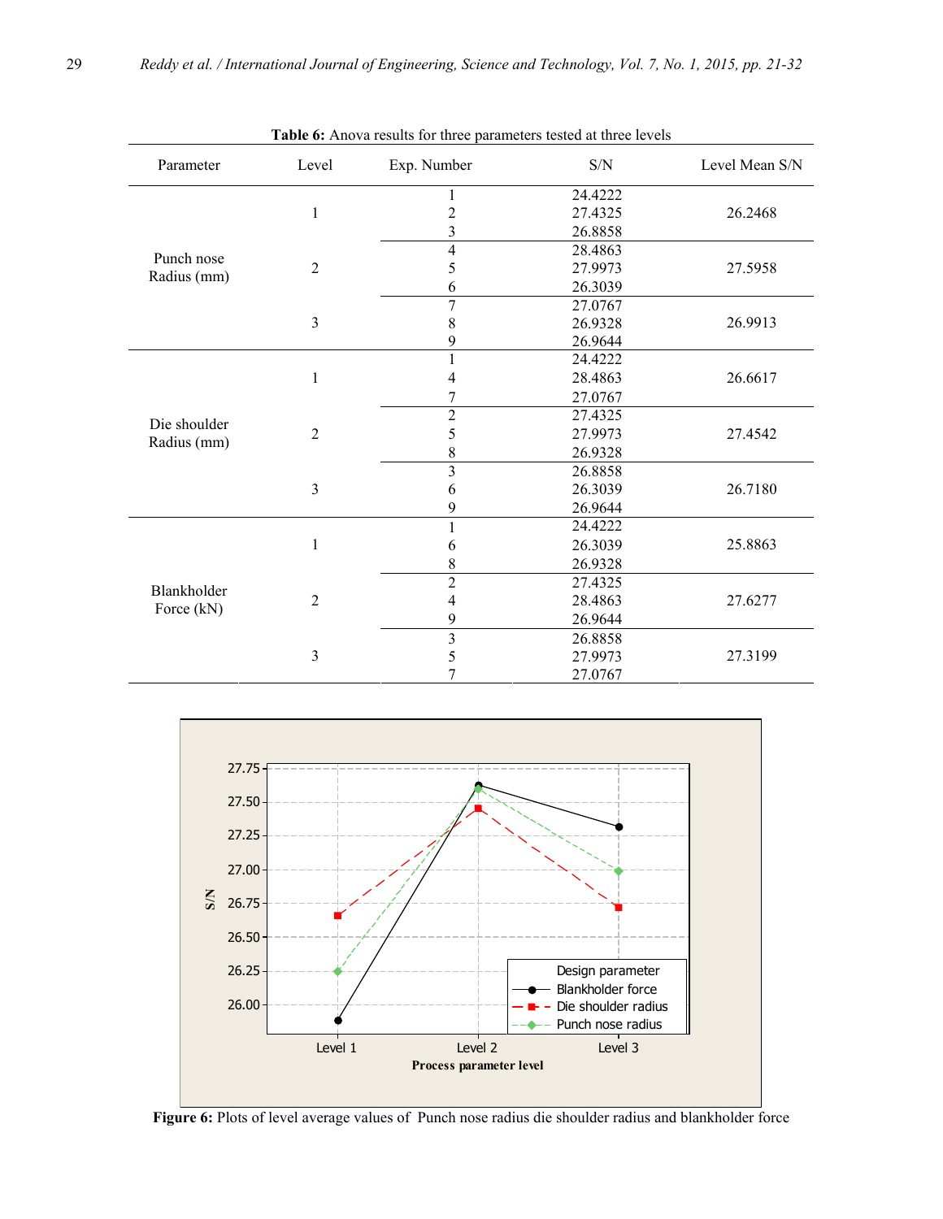**Table 6:** Anova results for three parameters tested at three levels

| Parameter | Level | Exp. Number | S/N | Level Mean S/N |
|---|---|---|---|---|
| Punch nose Radius (mm) | 1 | 1 | 24.4222 | 26.2468 |
| | | 2 | 27.4325 | |
| | | 3 | 26.8858 | |
| | 2 | 4 | 28.4863 | 27.5958 |
| | | 5 | 27.9973 | |
| | | 6 | 26.3039 | |
| | 3 | 7 | 27.0767 | 26.9913 |
| | | 8 | 26.9328 | |
| | | 9 | 26.9644 | |
| Die shoulder Radius (mm) | 1 | 1 | 24.4222 | 26.6617 |
| | | 4 | 28.4863 | |
| | | 7 | 27.0767 | |
| | 2 | 2 | 27.4325 | 27.4542 |
| | | 5 | 27.9973 | |
| | | 8 | 26.9328 | |
| | 3 | 3 | 26.8858 | 26.7180 |
| | | 6 | 26.3039 | |
| | | 9 | 26.9644 | |
| Blankholder Force (kN) | 1 | 1 | 24.4222 | 25.8863 |
| | | 6 | 26.3039 | |
| | | 8 | 26.9328 | |
| | 2 | 2 | 27.4325 | 27.6277 |
| | | 4 | 28.4863 | |
| | | 9 | 26.9644 | |
| | 3 | 3 | 26.8858 | 27.3199 |
| | | 5 | 27.9973 | |
| | | 7 | 27.0767 | |

**Figure 6:** Plots of level average values of Punch nose radius die shoulder radius and blankholder force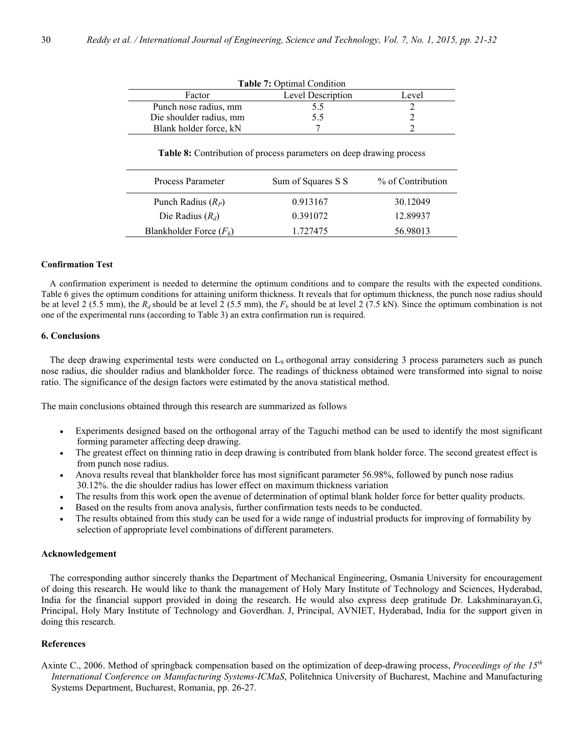**Table 7:** Optimal Condition

| Factor | Level Description | Level |
|---|---|---|
| Punch nose radius, mm | 5.5 | 2 |
| Die shoulder radius, mm | 5.5 | 2 |
| Blank holder force, kN | 7 | 2 |

**Table 8:** Contribution of process parameters on deep drawing process

| Process Parameter | Sum of Squares S S | % of Contribution |
|---|---|---|
| Punch Radius ($R_P$) | 0.913167 | 30.12049 |
| Die Radius ($R_d$) | 0.391072 | 12.89937 |
| Blankholder Force ($F_h$) | 1.727475 | 56.98013 |

#### Confirmation Test

A confirmation experiment is needed to determine the optimum conditions and to compare the results with the expected conditions. Table 6 gives the optimum conditions for attaining uniform thickness. It reveals that for optimum thickness, the punch nose radius should be at level 2 (5.5 mm), the $R_d$ should be at level 2 (5.5 mm), the $F_b$ should be at level 2 (7.5 kN). Since the optimum combination is not one of the experimental runs (according to Table 3) an extra confirmation run is required.

## 6. Conclusions

The deep drawing experimental tests were conducted on $L_9$ orthogonal array considering 3 process parameters such as punch nose radius, die shoulder radius and blankholder force. The readings of thickness obtained were transformed into signal to noise ratio. The significance of the design factors were estimated by the anova statistical method.

The main conclusions obtained through this research are summarized as follows

- Experiments designed based on the orthogonal array of the Taguchi method can be used to identify the most significant forming parameter affecting deep drawing.
- The greatest effect on thinning ratio in deep drawing is contributed from blank holder force. The second greatest effect is from punch nose radius.
- Anova results reveal that blankholder force has most significant parameter 56.98%, followed by punch nose radius 30.12%. the die shoulder radius has lower effect on maximum thickness variation
- The results from this work open the avenue of determination of optimal blank holder force for better quality products.
- Based on the results from anova analysis, further confirmation tests needs to be conducted.
- The results obtained from this study can be used for a wide range of industrial products for improving of formability by selection of appropriate level combinations of different parameters.

#### Acknowledgement

The corresponding author sincerely thanks the Department of Mechanical Engineering, Osmania University for encouragement of doing this research. He would like to thank the management of Holy Mary Institute of Technology and Sciences, Hyderabad, India for the financial support provided in doing the research. He would also express deep gratitude Dr. Lakshminarayan.G, Principal, Holy Mary Institute of Technology and Goverdhan. J, Principal, AVNIET, Hyderabad, India for the support given in doing this research.

#### References

Axinte C., 2006. Method of springback compensation based on the optimization of deep-drawing process, *Proceedings of the 15th International Conference on Manufacturing Systems-ICMaS*, Politehnica University of Bucharest, Machine and Manufacturing Systems Department, Bucharest, Romania, pp. 26-27.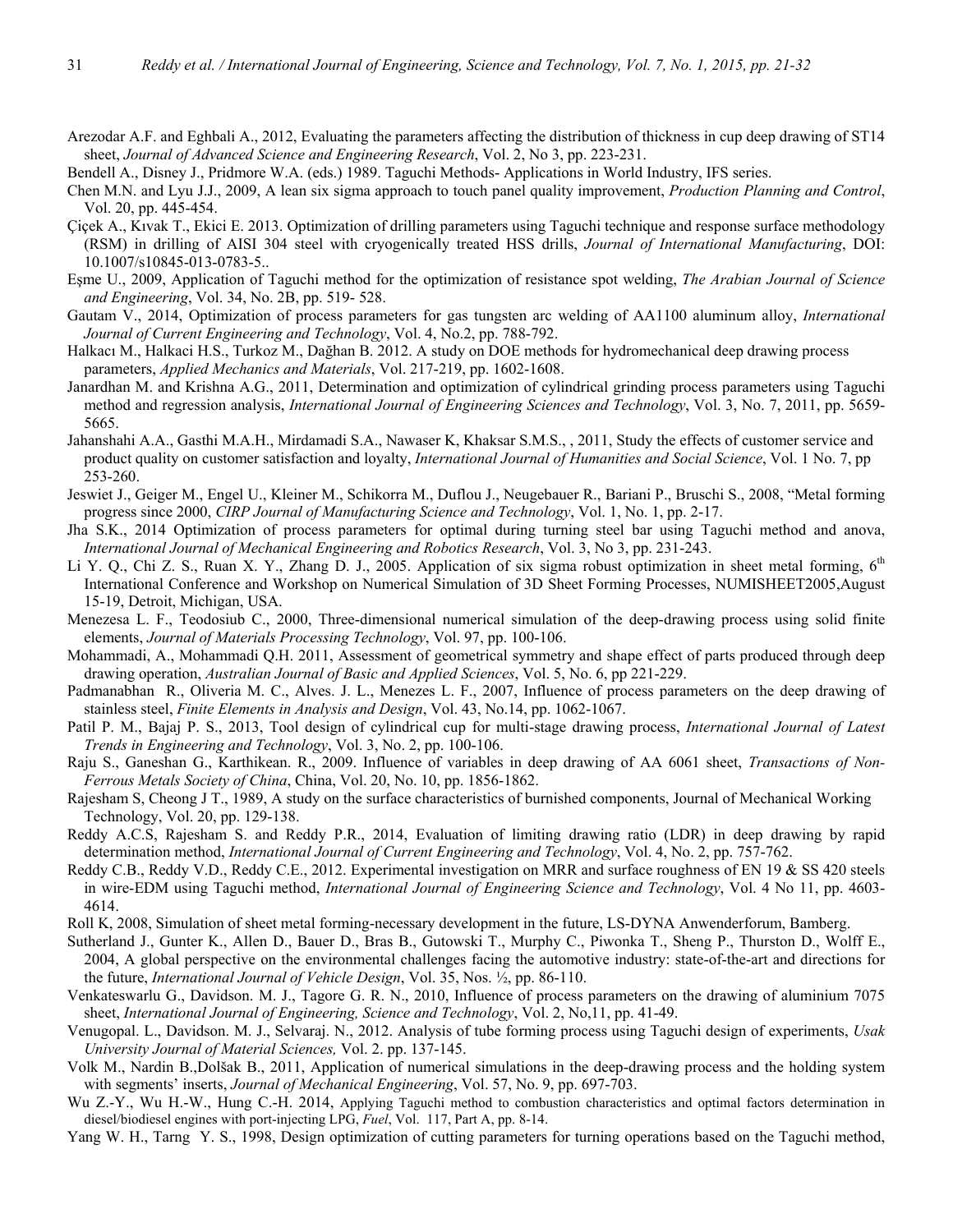Arezodar A.F. and Eghbali A., 2012, Evaluating the parameters affecting the distribution of thickness in cup deep drawing of ST14 sheet, *Journal of Advanced Science and Engineering Research*, Vol. 2, No 3, pp. 223-231.

Bendell A., Disney J., Pridmore W.A. (eds.) 1989. Taguchi Methods- Applications in World Industry, IFS series.

Chen M.N. and Lyu J.J., 2009, A lean six sigma approach to touch panel quality improvement, *Production Planning and Control*, Vol. 20, pp. 445-454.

Çiçek A., Kıvak T., Ekici E. 2013. Optimization of drilling parameters using Taguchi technique and response surface methodology (RSM) in drilling of AISI 304 steel with cryogenically treated HSS drills, *Journal of International Manufacturing*, DOI: 10.1007/s10845-013-0783-5..

Eşme U., 2009, Application of Taguchi method for the optimization of resistance spot welding, *The Arabian Journal of Science and Engineering*, Vol. 34, No. 2B, pp. 519- 528.

Gautam V., 2014, Optimization of process parameters for gas tungsten arc welding of AA1100 aluminum alloy, *International Journal of Current Engineering and Technology*, Vol. 4, No.2, pp. 788-792.

Halkacı M., Halkaci H.S., Turkoz M., Dağhan B. 2012. A study on DOE methods for hydromechanical deep drawing process parameters, *Applied Mechanics and Materials*, Vol. 217-219, pp. 1602-1608.

Janardhan M. and Krishna A.G., 2011, Determination and optimization of cylindrical grinding process parameters using Taguchi method and regression analysis, *International Journal of Engineering Sciences and Technology*, Vol. 3, No. 7, 2011, pp. 5659-5665.

Jahanshahi A.A., Gasthi M.A.H., Mirdamadi S.A., Nawaser K, Khaksar S.M.S., , 2011, Study the effects of customer service and product quality on customer satisfaction and loyalty, *International Journal of Humanities and Social Science*, Vol. 1 No. 7, pp 253-260.

Jeswiet J., Geiger M., Engel U., Kleiner M., Schikorra M., Duflou J., Neugebauer R., Bariani P., Bruschi S., 2008, "Metal forming progress since 2000, *CIRP Journal of Manufacturing Science and Technology*, Vol. 1, No. 1, pp. 2-17.

Jha S.K., 2014 Optimization of process parameters for optimal during turning steel bar using Taguchi method and anova, *International Journal of Mechanical Engineering and Robotics Research*, Vol. 3, No 3, pp. 231-243.

Li Y. Q., Chi Z. S., Ruan X. Y., Zhang D. J., 2005. Application of six sigma robust optimization in sheet metal forming, 6th International Conference and Workshop on Numerical Simulation of 3D Sheet Forming Processes, NUMISHEET2005,August 15-19, Detroit, Michigan, USA.

Menezesa L. F., Teodosiub C., 2000, Three-dimensional numerical simulation of the deep-drawing process using solid finite elements, *Journal of Materials Processing Technology*, Vol. 97, pp. 100-106.

Mohammadi, A., Mohammadi Q.H. 2011, Assessment of geometrical symmetry and shape effect of parts produced through deep drawing operation, *Australian Journal of Basic and Applied Sciences*, Vol. 5, No. 6, pp 221-229.

Padmanabhan R., Oliveria M. C., Alves. J. L., Menezes L. F., 2007, Influence of process parameters on the deep drawing of stainless steel, *Finite Elements in Analysis and Design*, Vol. 43, No.14, pp. 1062-1067.

Patil P. M., Bajaj P. S., 2013, Tool design of cylindrical cup for multi-stage drawing process, *International Journal of Latest Trends in Engineering and Technology*, Vol. 3, No. 2, pp. 100-106.

Raju S., Ganeshan G., Karthikean. R., 2009. Influence of variables in deep drawing of AA 6061 sheet, *Transactions of Non-Ferrous Metals Society of China*, China, Vol. 20, No. 10, pp. 1856-1862.

Rajesham S, Cheong J T., 1989, A study on the surface characteristics of burnished components, Journal of Mechanical Working Technology, Vol. 20, pp. 129-138.

Reddy A.C.S, Rajesham S. and Reddy P.R., 2014, Evaluation of limiting drawing ratio (LDR) in deep drawing by rapid determination method, *International Journal of Current Engineering and Technology*, Vol. 4, No. 2, pp. 757-762.

Reddy C.B., Reddy V.D., Reddy C.E., 2012. Experimental investigation on MRR and surface roughness of EN 19 & SS 420 steels in wire-EDM using Taguchi method, *International Journal of Engineering Science and Technology*, Vol. 4 No 11, pp. 4603-4614.

Roll K, 2008, Simulation of sheet metal forming-necessary development in the future, LS-DYNA Anwenderforum, Bamberg.

Sutherland J., Gunter K., Allen D., Bauer D., Bras B., Gutowski T., Murphy C., Piwonka T., Sheng P., Thurston D., Wolff E., 2004, A global perspective on the environmental challenges facing the automotive industry: state-of-the-art and directions for the future, *International Journal of Vehicle Design*, Vol. 35, Nos. ½, pp. 86-110.

Venkateswarlu G., Davidson. M. J., Tagore G. R. N., 2010, Influence of process parameters on the drawing of aluminium 7075 sheet, *International Journal of Engineering, Science and Technology*, Vol. 2, No,11, pp. 41-49.

Venugopal. L., Davidson. M. J., Selvaraj. N., 2012. Analysis of tube forming process using Taguchi design of experiments, *Usak University Journal of Material Sciences,* Vol. 2. pp. 137-145.

Volk M., Nardin B.,Dolšak B., 2011, Application of numerical simulations in the deep-drawing process and the holding system with segments' inserts, *Journal of Mechanical Engineering*, Vol. 57, No. 9, pp. 697-703.

Wu Z.-Y., Wu H.-W., Hung C.-H. 2014, Applying Taguchi method to combustion characteristics and optimal factors determination in diesel/biodiesel engines with port-injecting LPG, *Fuel*, Vol. 117, Part A, pp. 8-14.

Yang W. H., Tarng Y. S., 1998, Design optimization of cutting parameters for turning operations based on the Taguchi method,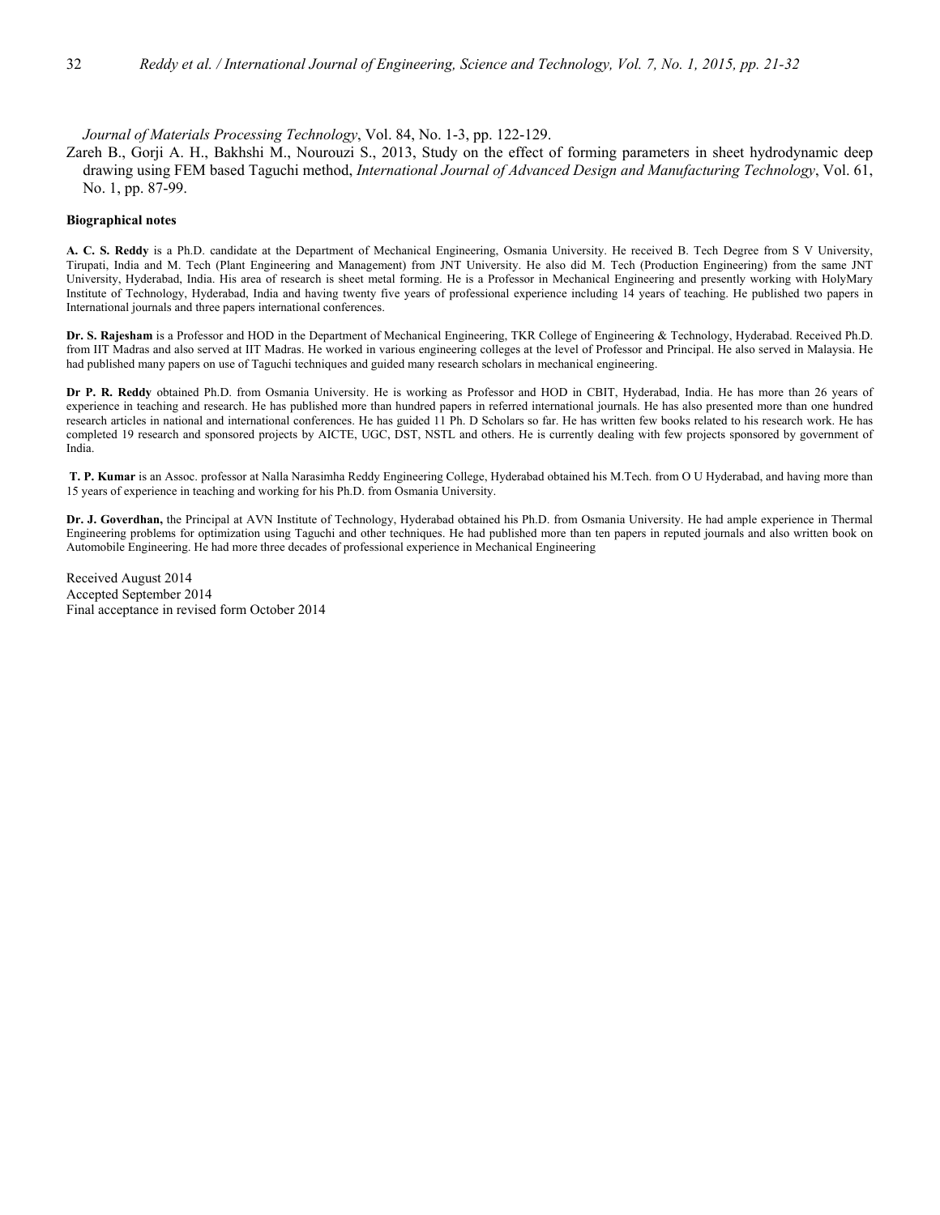*Journal of Materials Processing Technology*, Vol. 84, No. 1-3, pp. 122-129.

Zareh B., Gorji A. H., Bakhshi M., Nourouzi S., 2013, Study on the effect of forming parameters in sheet hydrodynamic deep drawing using FEM based Taguchi method, *International Journal of Advanced Design and Manufacturing Technology*, Vol. 61, No. 1, pp. 87-99.

**Biographical notes**

**A. C. S. Reddy** is a Ph.D. candidate at the Department of Mechanical Engineering, Osmania University. He received B. Tech Degree from S V University, Tirupati, India and M. Tech (Plant Engineering and Management) from JNT University. He also did M. Tech (Production Engineering) from the same JNT University, Hyderabad, India. His area of research is sheet metal forming. He is a Professor in Mechanical Engineering and presently working with HolyMary Institute of Technology, Hyderabad, India and having twenty five years of professional experience including 14 years of teaching. He published two papers in International journals and three papers international conferences.

**Dr. S. Rajesham** is a Professor and HOD in the Department of Mechanical Engineering, TKR College of Engineering & Technology, Hyderabad. Received Ph.D. from IIT Madras and also served at IIT Madras. He worked in various engineering colleges at the level of Professor and Principal. He also served in Malaysia. He had published many papers on use of Taguchi techniques and guided many research scholars in mechanical engineering.

**Dr P. R. Reddy** obtained Ph.D. from Osmania University. He is working as Professor and HOD in CBIT, Hyderabad, India. He has more than 26 years of experience in teaching and research. He has published more than hundred papers in referred international journals. He has also presented more than one hundred research articles in national and international conferences. He has guided 11 Ph. D Scholars so far. He has written few books related to his research work. He has completed 19 research and sponsored projects by AICTE, UGC, DST, NSTL and others. He is currently dealing with few projects sponsored by government of India.

**T. P. Kumar** is an Assoc. professor at Nalla Narasimha Reddy Engineering College, Hyderabad obtained his M.Tech. from O U Hyderabad, and having more than 15 years of experience in teaching and working for his Ph.D. from Osmania University.

**Dr. J. Goverdhan,** the Principal at AVN Institute of Technology, Hyderabad obtained his Ph.D. from Osmania University. He had ample experience in Thermal Engineering problems for optimization using Taguchi and other techniques. He had published more than ten papers in reputed journals and also written book on Automobile Engineering. He had more three decades of professional experience in Mechanical Engineering

Received August 2014
Accepted September 2014
Final acceptance in revised form October 2014